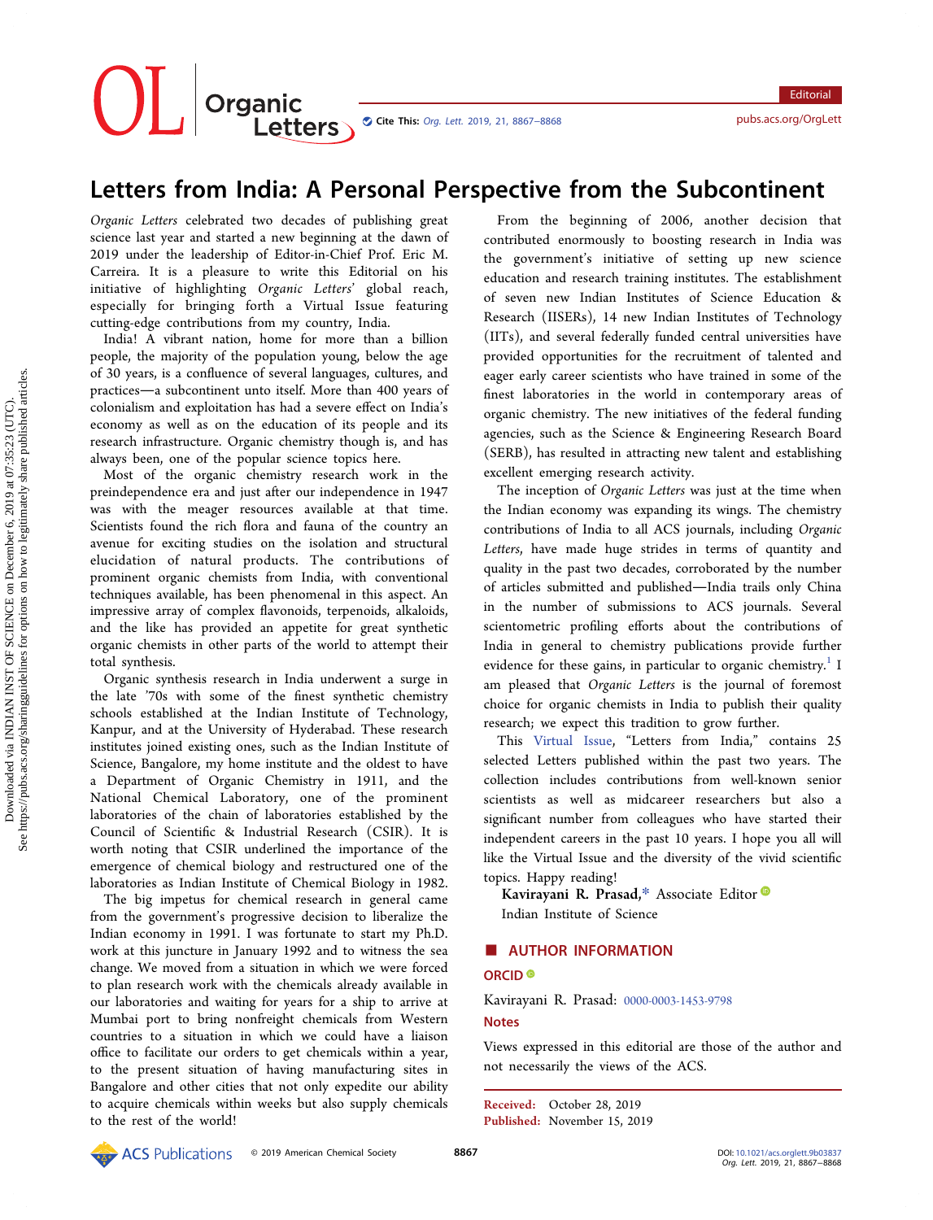# Letters from India: A Personal Perspective from the Subcontinent

*Organic Letters* celebrated two decades of publishing great science last year and started a new beginning at the dawn of 2019 under the leadership of Editor-in-Chief Prof. Eric M. Carreira. It is a pleasure to write this Editorial on his initiative of highlighting *Organic Letters*' global reach, especially for bringing forth a Virtual Issue featuring cutting-edge contributions from my country, India.

India! A vibrant nation, home for more than a billion people, the majority of the population young, below the age of 30 years, is a confluence of several languages, cultures, and practices—a subcontinent unto itself. More than 400 years of colonialism and exploitation has had a severe effect on India's economy as well as on the education of its people and its research infrastructure. Organic chemistry though is, and has always been, one of the popular science topics here.

Most of the organic chemistry research work in the preindependence era and just after our independence in 1947 was with the meager resources available at that time. Scientists found the rich flora and fauna of the country an avenue for exciting studies on the isolation and structural elucidation of natural products. The contributions of prominent organic chemists from India, with conventional techniques available, has been phenomenal in this aspect. An impressive array of complex flavonoids, terpenoids, alkaloids, and the like has provided an appetite for great synthetic organic chemists in other parts of the world to attempt their total synthesis.

Organic synthesis research in India underwent a surge in the late '70s with some of the finest synthetic chemistry schools established at the Indian Institute of Technology, Kanpur, and at the University of Hyderabad. These research institutes joined existing ones, such as the Indian Institute of Science, Bangalore, my home institute and the oldest to have a Department of Organic Chemistry in 1911, and the National Chemical Laboratory, one of the prominent laboratories of the chain of laboratories established by the Council of Scientific & Industrial Research (CSIR). It is worth noting that CSIR underlined the importance of the emergence of chemical biology and restructured one of the laboratories as Indian Institute of Chemical Biology in 1982.

The big impetus for chemical research in general came from the government's progressive decision to liberalize the Indian economy in 1991. I was fortunate to start my Ph.D. work at this juncture in January 1992 and to witness the sea change. We moved from a situation in which we were forced to plan research work with the chemicals already available in our laboratories and waiting for years for a ship to arrive at Mumbai port to bring nonfreight chemicals from Western countries to a situation in which we could have a liaison office to facilitate our orders to get chemicals within a year, to the present situation of having manufacturing sites in Bangalore and other cities that not only expedite our ability to acquire chemicals within weeks but also supply chemicals to the rest of the world!

From the beginning of 2006, another decision that contributed enormously to boosting research in India was the government's initiative of setting up new science education and research training institutes. The establishment of seven new Indian Institutes of Science Education & Research (IISERs), 14 new Indian Institutes of Technology (IITs), and several federally funded central universities have provided opportunities for the recruitment of talented and eager early career scientists who have trained in some of the finest laboratories in the world in contemporary areas of organic chemistry. The new initiatives of the federal funding agencies, such as the Science & Engineering Research Board (SERB), has resulted in attracting new talent and establishing excellent emerging research activity.

The inception of *Organic Letters* was just at the time when the Indian economy was expanding its wings. The chemistry contributions of India to all ACS journals, including *Organic Letters*, have made huge strides in terms of quantity and quality in the past two decades, corroborated by the number of articles submitted and published—India trails only China in the number of submissions to ACS journals. Several scientometric profiling efforts about the contributions of India in general to chemistry publications provide further evidence for these gains, in particular to organic chemistry.[1] I am pleased that *Organic Letters* is the journal of foremost choice for organic chemists in India to publish their quality research; we expect this tradition to grow further.

This Virtual Issue, "Letters from India," contains 25 selected Letters published within the past two years. The collection includes contributions from senior scientists as well as midcareer researchers but also a significant number from colleagues who have started their independent careers in the past 10 years. I hope you all will like the Virtual Issue and the diversity of the vivid scientific topics. Happy reading!

**Kavirayani R. Prasad,*** Associate Editor
Indian Institute of Science

## AUTHOR INFORMATION

### ORCID

Kavirayani R. Prasad: 0000-0003-1453-9798

### Notes

Views expressed in this editorial are those of the author and not necessarily the views of the ACS.

**Received:** October 28, 2019
**Published:** November 15, 2019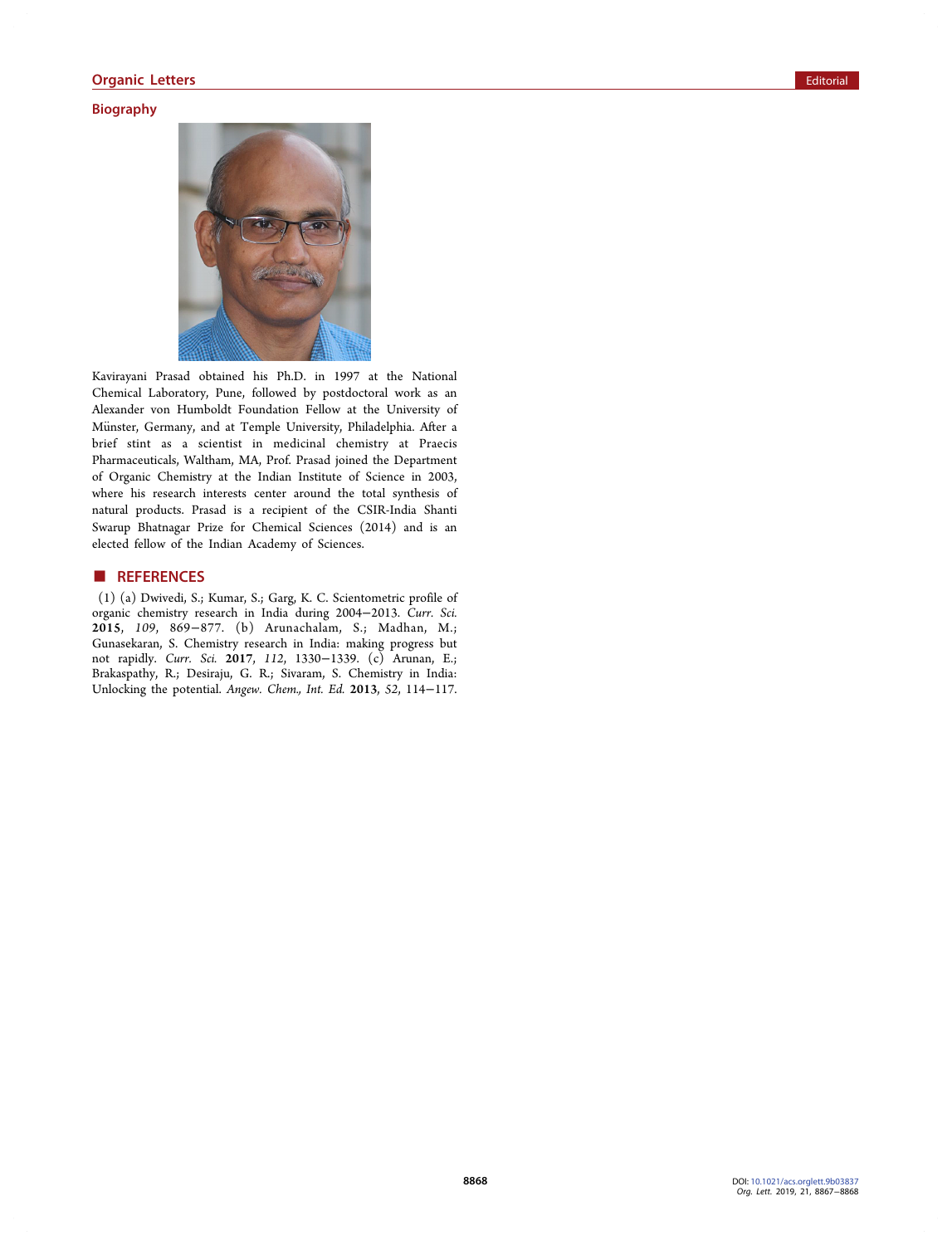## Biography

Kavirayani Prasad obtained his Ph.D. in 1997 at the National Chemical Laboratory, Pune, followed by postdoctoral work as an Alexander von Humboldt Foundation Fellow at the University of Münster, Germany, and at Temple University, Philadelphia. After a brief stint as a scientist in medicinal chemistry at Praecis Pharmaceuticals, Waltham, MA, Prof. Prasad joined the Department of Organic Chemistry at the Indian Institute of Science in 2003, where his research interests center around the total synthesis of natural products. Prasad is a recipient of the CSIR-India Shanti Swarup Bhatnagar Prize for Chemical Sciences (2014) and is an elected fellow of the Indian Academy of Sciences.

## ■ REFERENCES

(1) (a) Dwivedi, S.; Kumar, S.; Garg, K. C. Scientometric profile of organic chemistry research in India during 2004−2013. *Curr. Sci.* **2015**, *109*, 869−877. (b) Arunachalam, S.; Madhan, M.; Gunasekaran, S. Chemistry research in India: making progress but not rapidly. *Curr. Sci.* **2017**, *112*, 1330−1339. (c) Arunan, E.; Brakaspathy, R.; Desiraju, G. R.; Sivaram, S. Chemistry in India: Unlocking the potential. *Angew. Chem., Int. Ed.* **2013**, *52*, 114−117.